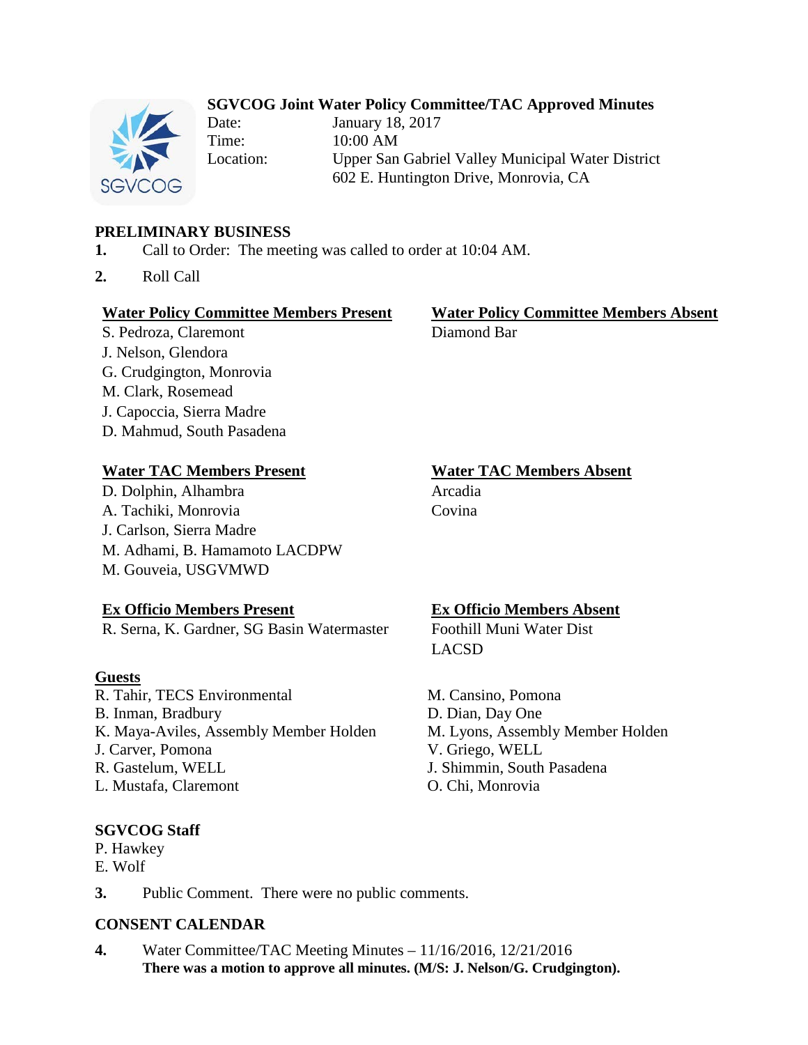# SGVCOG Joint Water Policy Committee/TAC Approved Minutes

Date: January 18, 2017
Time: 10:00 AM
Location: Upper San Gabriel Valley Municipal Water District
602 E. Huntington Drive, Monrovia, CA

## PRELIMINARY BUSINESS

**1.** Call to Order: The meeting was called to order at 10:04 AM.

**2.** Roll Call

**Water Policy Committee Members Present**
S. Pedroza, Claremont
J. Nelson, Glendora
G. Crudgington, Monrovia
M. Clark, Rosemead
J. Capoccia, Sierra Madre
D. Mahmud, South Pasadena

**Water Policy Committee Members Absent**
Diamond Bar

**Water TAC Members Present**
D. Dolphin, Alhambra
A. Tachiki, Monrovia
J. Carlson, Sierra Madre
M. Adhami, B. Hamamoto LACDPW
M. Gouveia, USGVMWD

**Water TAC Members Absent**
Arcadia
Covina

**Ex Officio Members Present**
R. Serna, K. Gardner, SG Basin Watermaster

**Ex Officio Members Absent**
Foothill Muni Water Dist
LACSD

**Guests**
R. Tahir, TECS Environmental
B. Inman, Bradbury
K. Maya-Aviles, Assembly Member Holden
J. Carver, Pomona
R. Gastelum, WELL
L. Mustafa, Claremont
M. Cansino, Pomona
D. Dian, Day One
M. Lyons, Assembly Member Holden
V. Griego, WELL
J. Shimmin, South Pasadena
O. Chi, Monrovia

**SGVCOG Staff**
P. Hawkey
E. Wolf

**3.** Public Comment. There were no public comments.

## CONSENT CALENDAR

**4.** Water Committee/TAC Meeting Minutes – 11/16/2016, 12/21/2016
**There was a motion to approve all minutes. (M/S: J. Nelson/G. Crudgington).**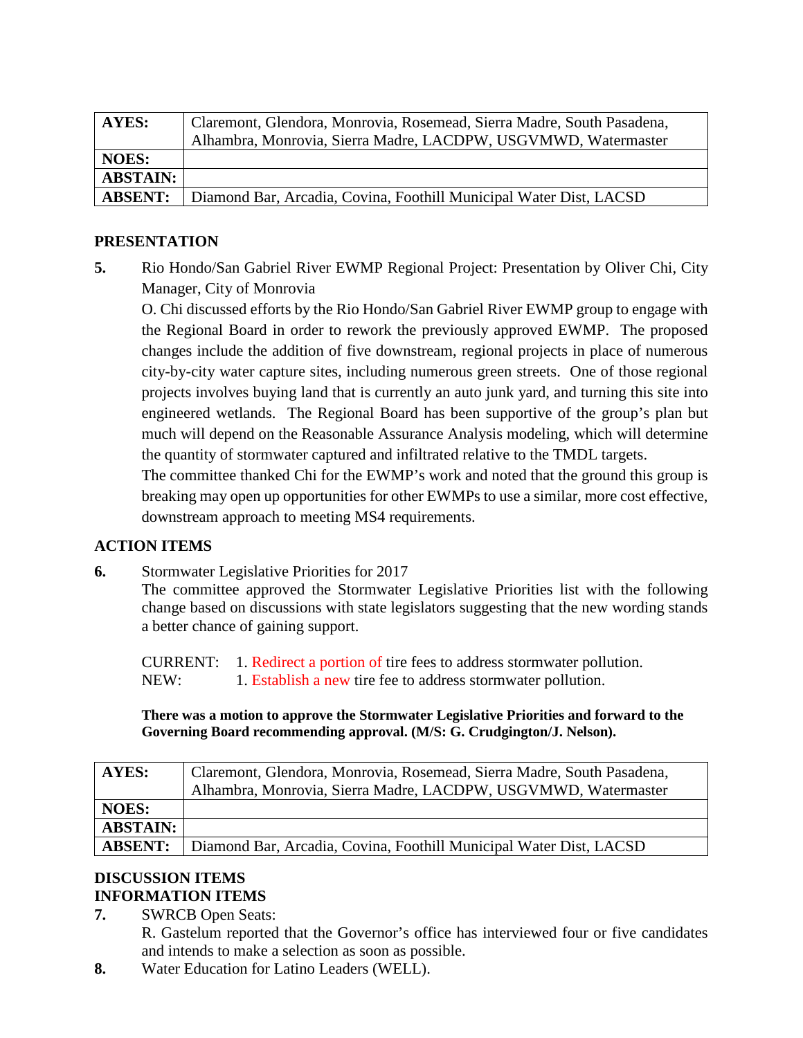| AYES: | Claremont, Glendora, Monrovia, Rosemead, Sierra Madre, South Pasadena, Alhambra, Monrovia, Sierra Madre, LACDPW, USGVMWD, Watermaster |
|---|---|
| NOES: | |
| ABSTAIN: | |
| ABSENT: | Diamond Bar, Arcadia, Covina, Foothill Municipal Water Dist, LACSD |

## PRESENTATION

**5.** Rio Hondo/San Gabriel River EWMP Regional Project: Presentation by Oliver Chi, City Manager, City of Monrovia

O. Chi discussed efforts by the Rio Hondo/San Gabriel River EWMP group to engage with the Regional Board in order to rework the previously approved EWMP. The proposed changes include the addition of five downstream, regional projects in place of numerous city-by-city water capture sites, including numerous green streets. One of those regional projects involves buying land that is currently an auto junk yard, and turning this site into engineered wetlands. The Regional Board has been supportive of the group's plan but much will depend on the Reasonable Assurance Analysis modeling, which will determine the quantity of stormwater captured and infiltrated relative to the TMDL targets.

The committee thanked Chi for the EWMP's work and noted that the ground this group is breaking may open up opportunities for other EWMPs to use a similar, more cost effective, downstream approach to meeting MS4 requirements.

## ACTION ITEMS

**6.** Stormwater Legislative Priorities for 2017

The committee approved the Stormwater Legislative Priorities list with the following change based on discussions with state legislators suggesting that the new wording stands a better chance of gaining support.

CURRENT: 1. Redirect a portion of tire fees to address stormwater pollution.
NEW: 1. Establish a new tire fee to address stormwater pollution.

**There was a motion to approve the Stormwater Legislative Priorities and forward to the Governing Board recommending approval. (M/S: G. Crudgington/J. Nelson).**

| AYES: | Claremont, Glendora, Monrovia, Rosemead, Sierra Madre, South Pasadena, Alhambra, Monrovia, Sierra Madre, LACDPW, USGVMWD, Watermaster |
|---|---|
| NOES: | |
| ABSTAIN: | |
| ABSENT: | Diamond Bar, Arcadia, Covina, Foothill Municipal Water Dist, LACSD |

## DISCUSSION ITEMS

## INFORMATION ITEMS

**7.** SWRCB Open Seats:

R. Gastelum reported that the Governor's office has interviewed four or five candidates and intends to make a selection as soon as possible.

**8.** Water Education for Latino Leaders (WELL).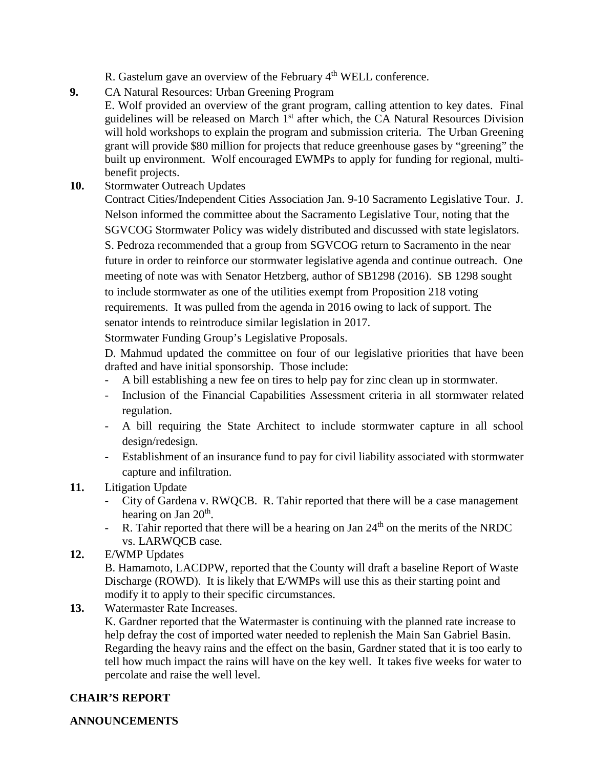R. Gastelum gave an overview of the February 4th WELL conference.

**9.** CA Natural Resources: Urban Greening Program

E. Wolf provided an overview of the grant program, calling attention to key dates. Final guidelines will be released on March 1st after which, the CA Natural Resources Division will hold workshops to explain the program and submission criteria. The Urban Greening grant will provide \$80 million for projects that reduce greenhouse gases by "greening" the built up environment. Wolf encouraged EWMPs to apply for funding for regional, multi-benefit projects.

**10.** Stormwater Outreach Updates

Contract Cities/Independent Cities Association Jan. 9-10 Sacramento Legislative Tour. J. Nelson informed the committee about the Sacramento Legislative Tour, noting that the SGVCOG Stormwater Policy was widely distributed and discussed with state legislators. S. Pedroza recommended that a group from SGVCOG return to Sacramento in the near future in order to reinforce our stormwater legislative agenda and continue outreach. One meeting of note was with Senator Hetzberg, author of SB1298 (2016). SB 1298 sought to include stormwater as one of the utilities exempt from Proposition 218 voting requirements. It was pulled from the agenda in 2016 owing to lack of support. The senator intends to reintroduce similar legislation in 2017.

Stormwater Funding Group's Legislative Proposals.

D. Mahmud updated the committee on four of our legislative priorities that have been drafted and have initial sponsorship. Those include:

- A bill establishing a new fee on tires to help pay for zinc clean up in stormwater.
- Inclusion of the Financial Capabilities Assessment criteria in all stormwater related regulation.
- A bill requiring the State Architect to include stormwater capture in all school design/redesign.
- Establishment of an insurance fund to pay for civil liability associated with stormwater capture and infiltration.

**11.** Litigation Update

- City of Gardena v. RWQCB. R. Tahir reported that there will be a case management hearing on Jan 20th.
- R. Tahir reported that there will be a hearing on Jan 24th on the merits of the NRDC vs. LARWQCB case.

**12.** E/WMP Updates

B. Hamamoto, LACDPW, reported that the County will draft a baseline Report of Waste Discharge (ROWD). It is likely that E/WMPs will use this as their starting point and modify it to apply to their specific circumstances.

**13.** Watermaster Rate Increases.

K. Gardner reported that the Watermaster is continuing with the planned rate increase to help defray the cost of imported water needed to replenish the Main San Gabriel Basin. Regarding the heavy rains and the effect on the basin, Gardner stated that it is too early to tell how much impact the rains will have on the key well. It takes five weeks for water to percolate and raise the well level.

**CHAIR'S REPORT**

**ANNOUNCEMENTS**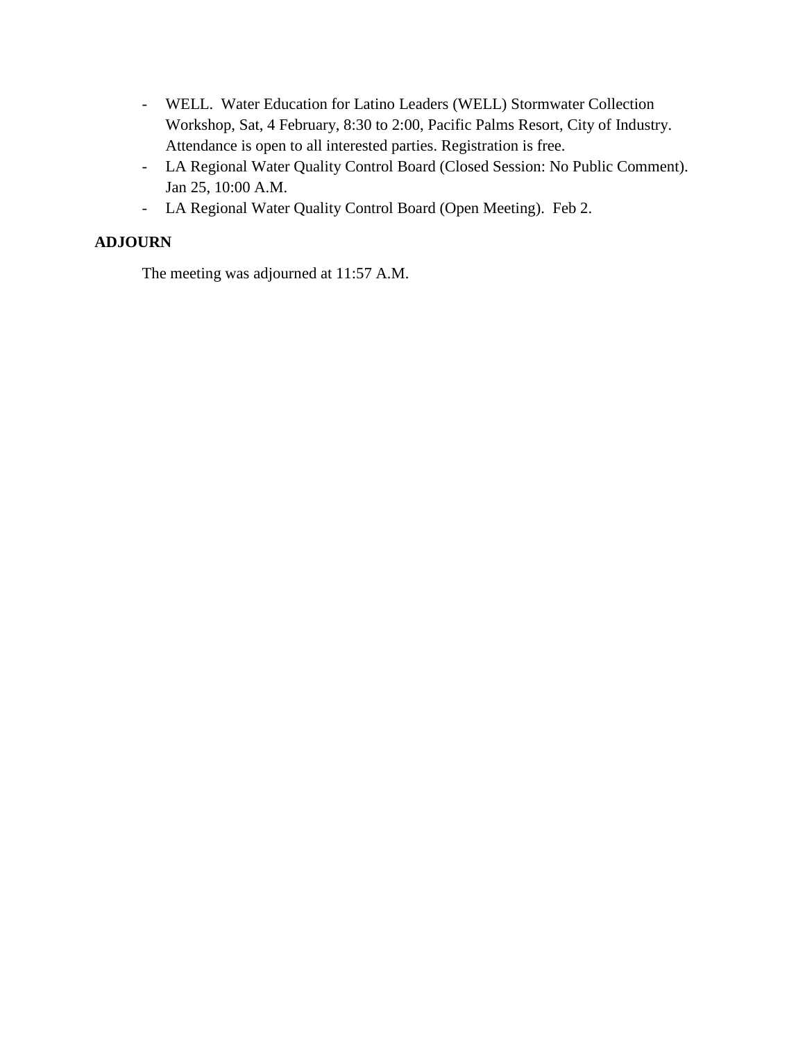- WELL. Water Education for Latino Leaders (WELL) Stormwater Collection Workshop, Sat, 4 February, 8:30 to 2:00, Pacific Palms Resort, City of Industry. Attendance is open to all interested parties. Registration is free.
- LA Regional Water Quality Control Board (Closed Session: No Public Comment). Jan 25, 10:00 A.M.
- LA Regional Water Quality Control Board (Open Meeting). Feb 2.

**ADJOURN**

The meeting was adjourned at 11:57 A.M.